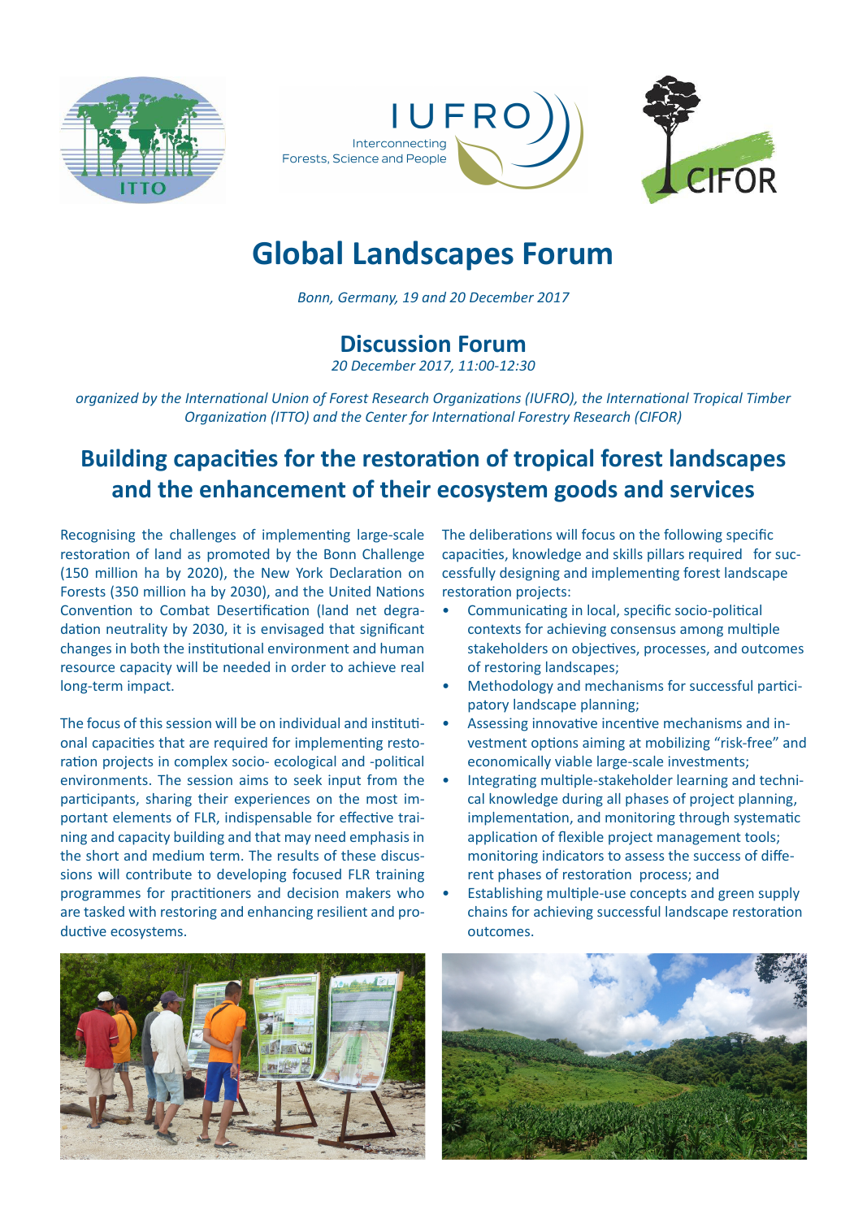# Global Landscapes Forum

*Bonn, Germany, 19 and 20 December 2017*

## Discussion Forum

*20 December 2017, 11:00-12:30*

*organized by the International Union of Forest Research Organizations (IUFRO), the International Tropical Timber Organization (ITTO) and the Center for International Forestry Research (CIFOR)*

## Building capacities for the restoration of tropical forest landscapes and the enhancement of their ecosystem goods and services

Recognising the challenges of implementing large-scale restoration of land as promoted by the Bonn Challenge (150 million ha by 2020), the New York Declaration on Forests (350 million ha by 2030), and the United Nations Convention to Combat Desertification (land net degradation neutrality by 2030, it is envisaged that significant changes in both the institutional environment and human resource capacity will be needed in order to achieve real long-term impact.

The focus of this session will be on individual and institutional capacities that are required for implementing restoration projects in complex socio- ecological and -political environments. The session aims to seek input from the participants, sharing their experiences on the most important elements of FLR, indispensable for effective training and capacity building and that may need emphasis in the short and medium term. The results of these discussions will contribute to developing focused FLR training programmes for practitioners and decision makers who are tasked with restoring and enhancing resilient and productive ecosystems.

The deliberations will focus on the following specific capacities, knowledge and skills pillars required for successfully designing and implementing forest landscape restoration projects:

- Communicating in local, specific socio-political contexts for achieving consensus among multiple stakeholders on objectives, processes, and outcomes of restoring landscapes;
- Methodology and mechanisms for successful participatory landscape planning;
- Assessing innovative incentive mechanisms and investment options aiming at mobilizing "risk-free" and economically viable large-scale investments;
- Integrating multiple-stakeholder learning and technical knowledge during all phases of project planning, implementation, and monitoring through systematic application of flexible project management tools; monitoring indicators to assess the success of different phases of restoration process; and
- Establishing multiple-use concepts and green supply chains for achieving successful landscape restoration outcomes.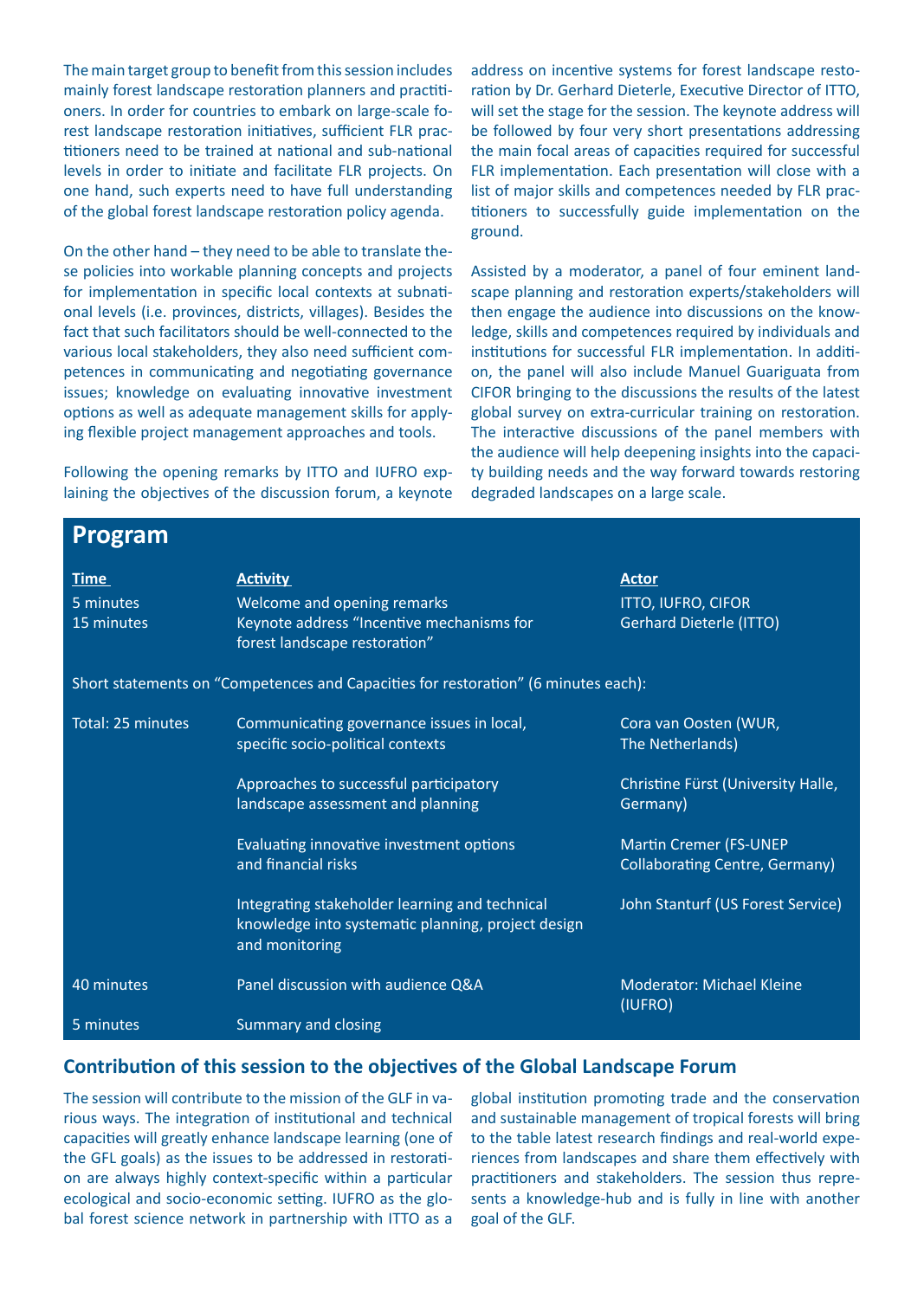The main target group to benefit from this session includes mainly forest landscape restoration planners and practitioners. In order for countries to embark on large-scale forest landscape restoration initiatives, sufficient FLR practitioners need to be trained at national and sub-national levels in order to initiate and facilitate FLR projects. On one hand, such experts need to have full understanding of the global forest landscape restoration policy agenda.

On the other hand – they need to be able to translate these policies into workable planning concepts and projects for implementation in specific local contexts at subnational levels (i.e. provinces, districts, villages). Besides the fact that such facilitators should be well-connected to the various local stakeholders, they also need sufficient competences in communicating and negotiating governance issues; knowledge on evaluating innovative investment options as well as adequate management skills for applying flexible project management approaches and tools.

Following the opening remarks by ITTO and IUFRO explaining the objectives of the discussion forum, a keynote address on incentive systems for forest landscape restoration by Dr. Gerhard Dieterle, Executive Director of ITTO, will set the stage for the session. The keynote address will be followed by four very short presentations addressing the main focal areas of capacities required for successful FLR implementation. Each presentation will close with a list of major skills and competences needed by FLR practitioners to successfully guide implementation on the ground.

Assisted by a moderator, a panel of four eminent landscape planning and restoration experts/stakeholders will then engage the audience into discussions on the knowledge, skills and competences required by individuals and institutions for successful FLR implementation. In addition, the panel will also include Manuel Guariguata from CIFOR bringing to the discussions the results of the latest global survey on extra-curricular training on restoration. The interactive discussions of the panel members with the audience will help deepening insights into the capacity building needs and the way forward towards restoring degraded landscapes on a large scale.

## Program

| Time | Activity | Actor |
|---|---|---|
| 5 minutes | Welcome and opening remarks | ITTO, IUFRO, CIFOR |
| 15 minutes | Keynote address "Incentive mechanisms for forest landscape restoration" | Gerhard Dieterle (ITTO) |
| Short statements on "Competences and Capacities for restoration" (6 minutes each): | | |
| Total: 25 minutes | Communicating governance issues in local, specific socio-political contexts | Cora van Oosten (WUR, The Netherlands) |
| | Approaches to successful participatory landscape assessment and planning | Christine Fürst (University Halle, Germany) |
| | Evaluating innovative investment options and financial risks | Martin Cremer (FS-UNEP Collaborating Centre, Germany) |
| | Integrating stakeholder learning and technical knowledge into systematic planning, project design and monitoring | John Stanturf (US Forest Service) |
| 40 minutes | Panel discussion with audience Q&A | Moderator: Michael Kleine (IUFRO) |
| 5 minutes | Summary and closing | |

## Contribution of this session to the objectives of the Global Landscape Forum

The session will contribute to the mission of the GLF in various ways. The integration of institutional and technical capacities will greatly enhance landscape learning (one of the GFL goals) as the issues to be addressed in restoration are always highly context-specific within a particular ecological and socio-economic setting. IUFRO as the global forest science network in partnership with ITTO as a global institution promoting trade and the conservation and sustainable management of tropical forests will bring to the table latest research findings and real-world experiences from landscapes and share them effectively with practitioners and stakeholders. The session thus represents a knowledge-hub and is fully in line with another goal of the GLF.